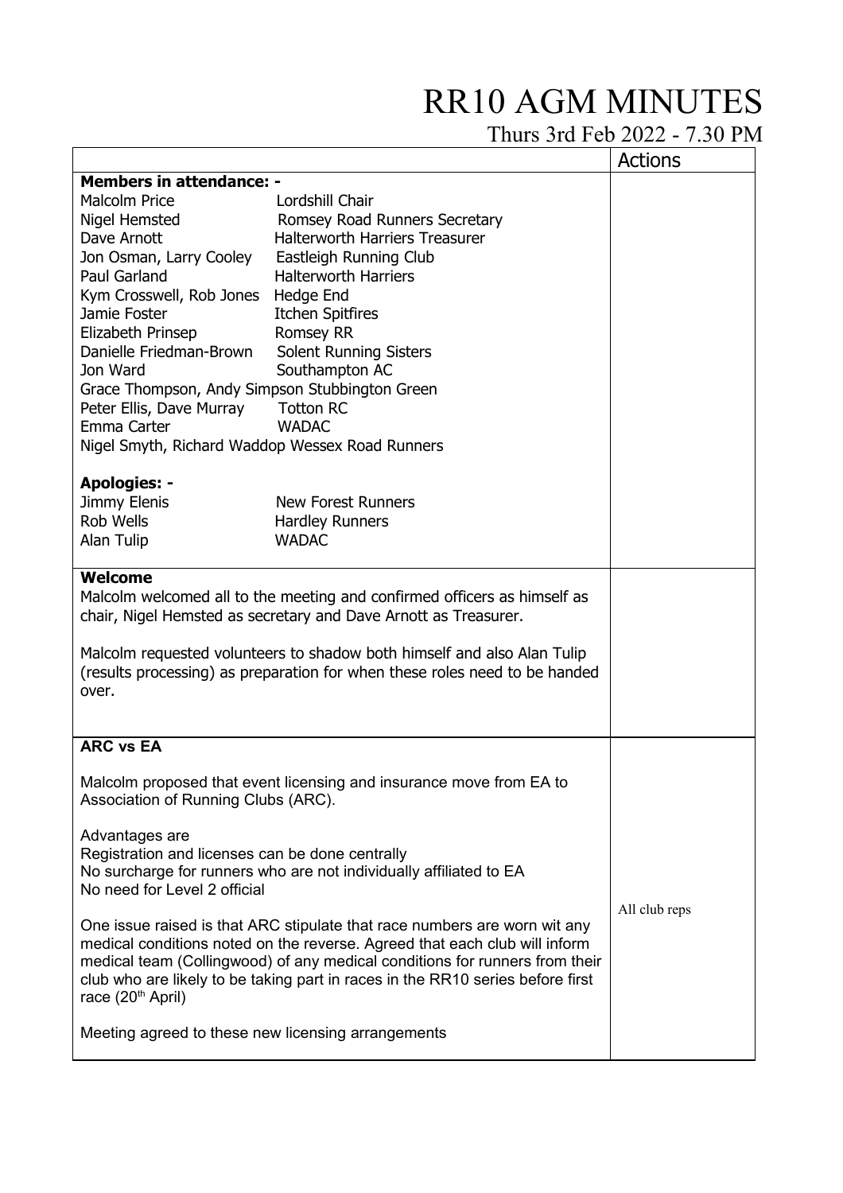# RR10 AGM MINUTES

Thurs 3rd Feb 2022 - 7.30 PM

| | Actions |
|---|---|
| **Members in attendance: -**<br>Malcolm Price Lordshill Chair<br>Nigel Hemsted Romsey Road Runners Secretary<br>Dave Arnott Halterworth Harriers Treasurer<br>Jon Osman, Larry Cooley Eastleigh Running Club<br>Paul Garland Halterworth Harriers<br>Kym Crosswell, Rob Jones Hedge End<br>Jamie Foster Itchen Spitfires<br>Elizabeth Prinsep Romsey RR<br>Danielle Friedman-Brown Solent Running Sisters<br>Jon Ward Southampton AC<br>Grace Thompson, Andy Simpson Stubbington Green<br>Peter Ellis, Dave Murray Totton RC<br>Emma Carter WADAC<br>Nigel Smyth, Richard Waddop Wessex Road Runners<br><br>**Apologies: -**<br>Jimmy Elenis New Forest Runners<br>Rob Wells Hardley Runners<br>Alan Tulip WADAC | |
| **Welcome**<br>Malcolm welcomed all to the meeting and confirmed officers as himself as chair, Nigel Hemsted as secretary and Dave Arnott as Treasurer.<br><br>Malcolm requested volunteers to shadow both himself and also Alan Tulip (results processing) as preparation for when these roles need to be handed over. | |
| **ARC vs EA**<br><br>Malcolm proposed that event licensing and insurance move from EA to Association of Running Clubs (ARC).<br><br>Advantages are<br>Registration and licenses can be done centrally<br>No surcharge for runners who are not individually affiliated to EA<br>No need for Level 2 official<br><br>One issue raised is that ARC stipulate that race numbers are worn wit any medical conditions noted on the reverse. Agreed that each club will inform medical team (Collingwood) of any medical conditions for runners from their club who are likely to be taking part in races in the RR10 series before first race (20th April)<br><br>Meeting agreed to these new licensing arrangements | All club reps |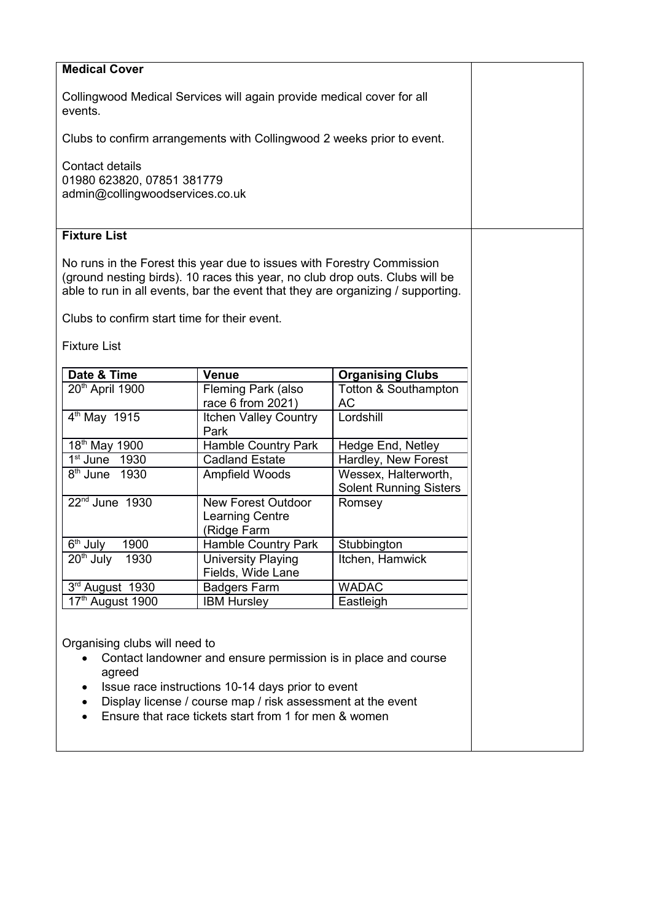**Medical Cover**

Collingwood Medical Services will again provide medical cover for all events.

Clubs to confirm arrangements with Collingwood 2 weeks prior to event.

Contact details
01980 623820, 07851 381779
admin@collingwoodservices.co.uk

**Fixture List**

No runs in the Forest this year due to issues with Forestry Commission (ground nesting birds). 10 races this year, no club drop outs. Clubs will be able to run in all events, bar the event that they are organizing / supporting.

Clubs to confirm start time for their event.

Fixture List

| Date & Time | Venue | Organising Clubs |
|---|---|---|
| 20th April 1900 | Fleming Park (also race 6 from 2021) | Totton & Southampton AC |
| 4th May 1915 | Itchen Valley Country Park | Lordshill |
| 18th May 1900 | Hamble Country Park | Hedge End, Netley |
| 1st June 1930 | Cadland Estate | Hardley, New Forest |
| 8th June 1930 | Ampfield Woods | Wessex, Halterworth, Solent Running Sisters |
| 22nd June 1930 | New Forest Outdoor Learning Centre (Ridge Farm | Romsey |
| 6th July 1900 | Hamble Country Park | Stubbington |
| 20th July 1930 | University Playing Fields, Wide Lane | Itchen, Hamwick |
| 3rd August 1930 | Badgers Farm | WADAC |
| 17th August 1900 | IBM Hursley | Eastleigh |

Organising clubs will need to

- Contact landowner and ensure permission is in place and course agreed
- Issue race instructions 10-14 days prior to event
- Display license / course map / risk assessment at the event
- Ensure that race tickets start from 1 for men & women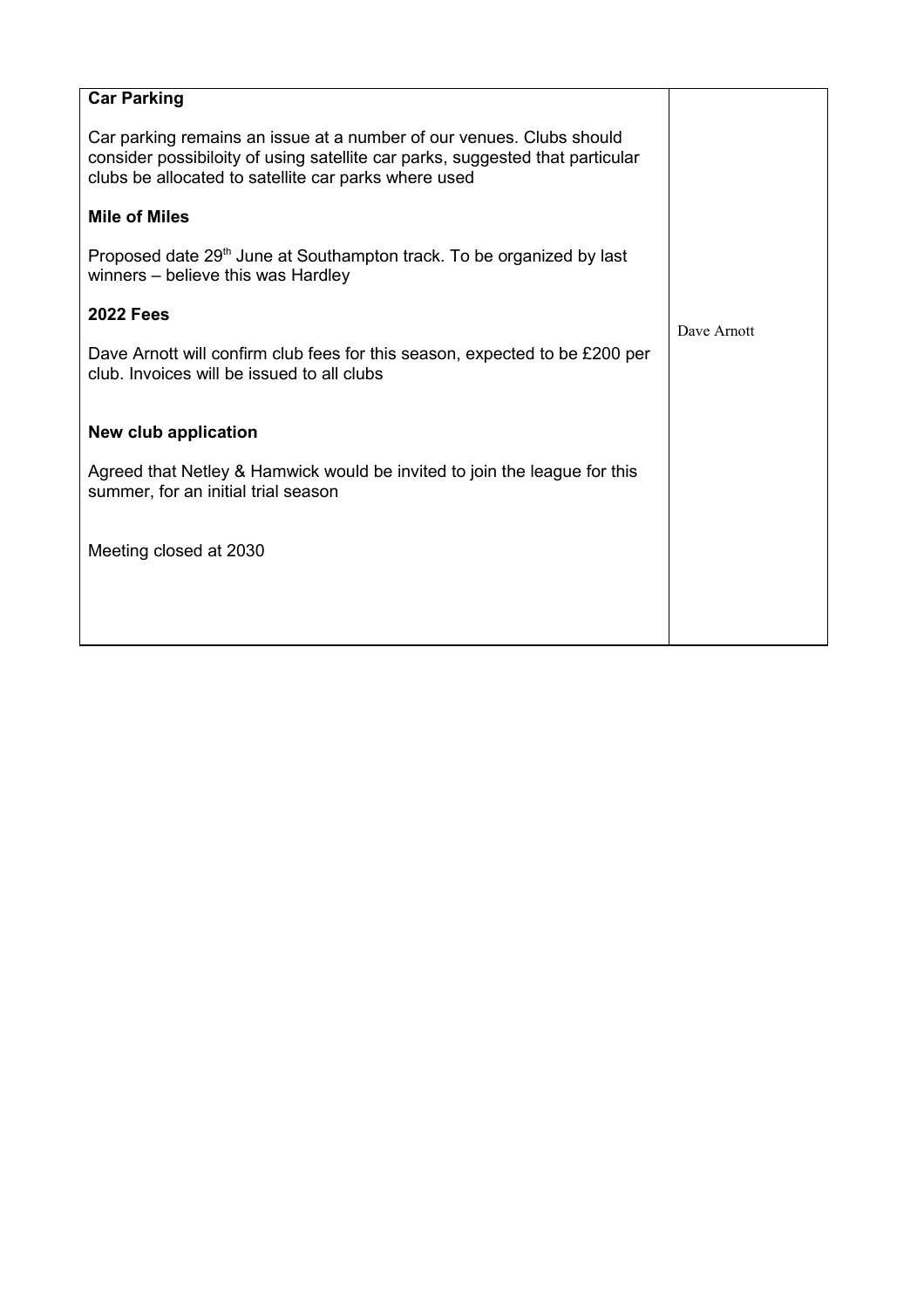| | |
|---|---|
| **Car Parking**<br><br>Car parking remains an issue at a number of our venues. Clubs should consider possibiloity of using satellite car parks, suggested that particular clubs be allocated to satellite car parks where used<br><br>**Mile of Miles**<br><br>Proposed date 29th June at Southampton track. To be organized by last winners – believe this was Hardley<br><br>**2022 Fees**<br><br>Dave Arnott will confirm club fees for this season, expected to be £200 per club. Invoices will be issued to all clubs<br><br>**New club application**<br><br>Agreed that Netley & Hamwick would be invited to join the league for this summer, for an initial trial season<br><br>Meeting closed at 2030 | Dave Arnott |